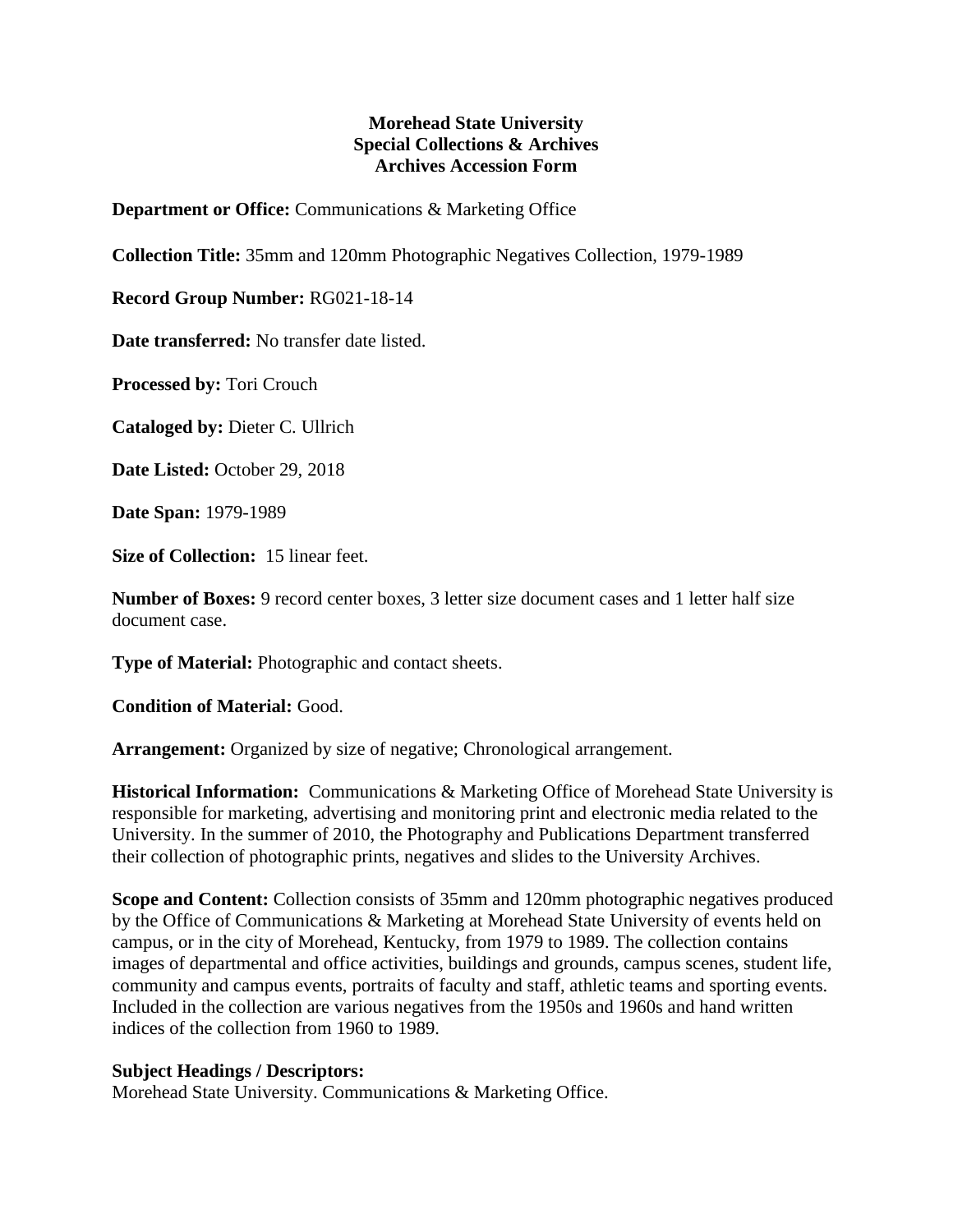**Morehead State University**
**Special Collections & Archives**
**Archives Accession Form**

**Department or Office:** Communications & Marketing Office

**Collection Title:** 35mm and 120mm Photographic Negatives Collection, 1979-1989

**Record Group Number:** RG021-18-14

**Date transferred:** No transfer date listed.

**Processed by:** Tori Crouch

**Cataloged by:** Dieter C. Ullrich

**Date Listed:** October 29, 2018

**Date Span:** 1979-1989

**Size of Collection:** 15 linear feet.

**Number of Boxes:** 9 record center boxes, 3 letter size document cases and 1 letter half size document case.

**Type of Material:** Photographic and contact sheets.

**Condition of Material:** Good.

**Arrangement:** Organized by size of negative; Chronological arrangement.

**Historical Information:** Communications & Marketing Office of Morehead State University is responsible for marketing, advertising and monitoring print and electronic media related to the University. In the summer of 2010, the Photography and Publications Department transferred their collection of photographic prints, negatives and slides to the University Archives.

**Scope and Content:** Collection consists of 35mm and 120mm photographic negatives produced by the Office of Communications & Marketing at Morehead State University of events held on campus, or in the city of Morehead, Kentucky, from 1979 to 1989. The collection contains images of departmental and office activities, buildings and grounds, campus scenes, student life, community and campus events, portraits of faculty and staff, athletic teams and sporting events. Included in the collection are various negatives from the 1950s and 1960s and hand written indices of the collection from 1960 to 1989.

**Subject Headings / Descriptors:**
Morehead State University. Communications & Marketing Office.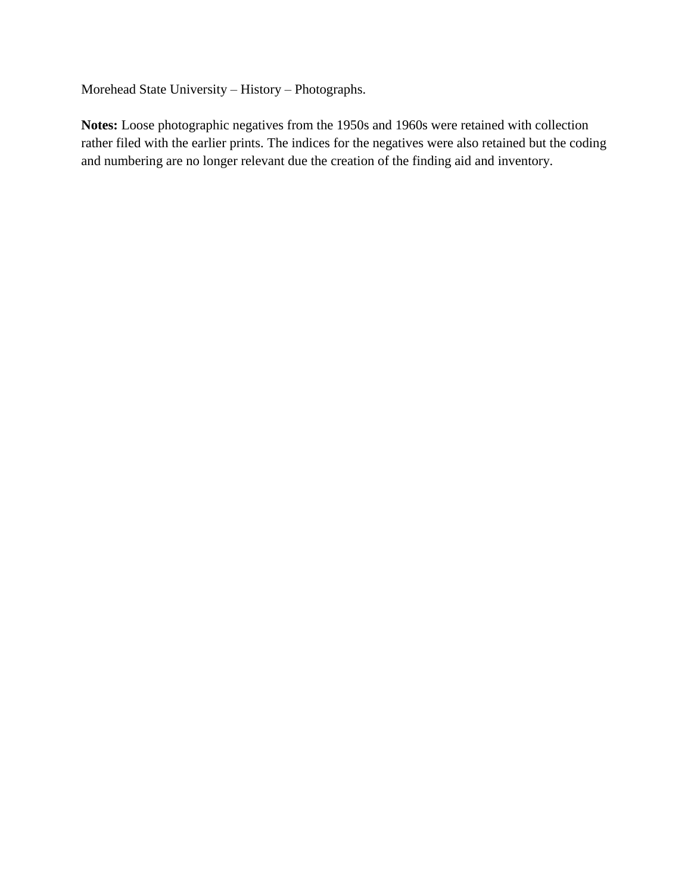Morehead State University – History – Photographs.

**Notes:** Loose photographic negatives from the 1950s and 1960s were retained with collection rather filed with the earlier prints. The indices for the negatives were also retained but the coding and numbering are no longer relevant due the creation of the finding aid and inventory.